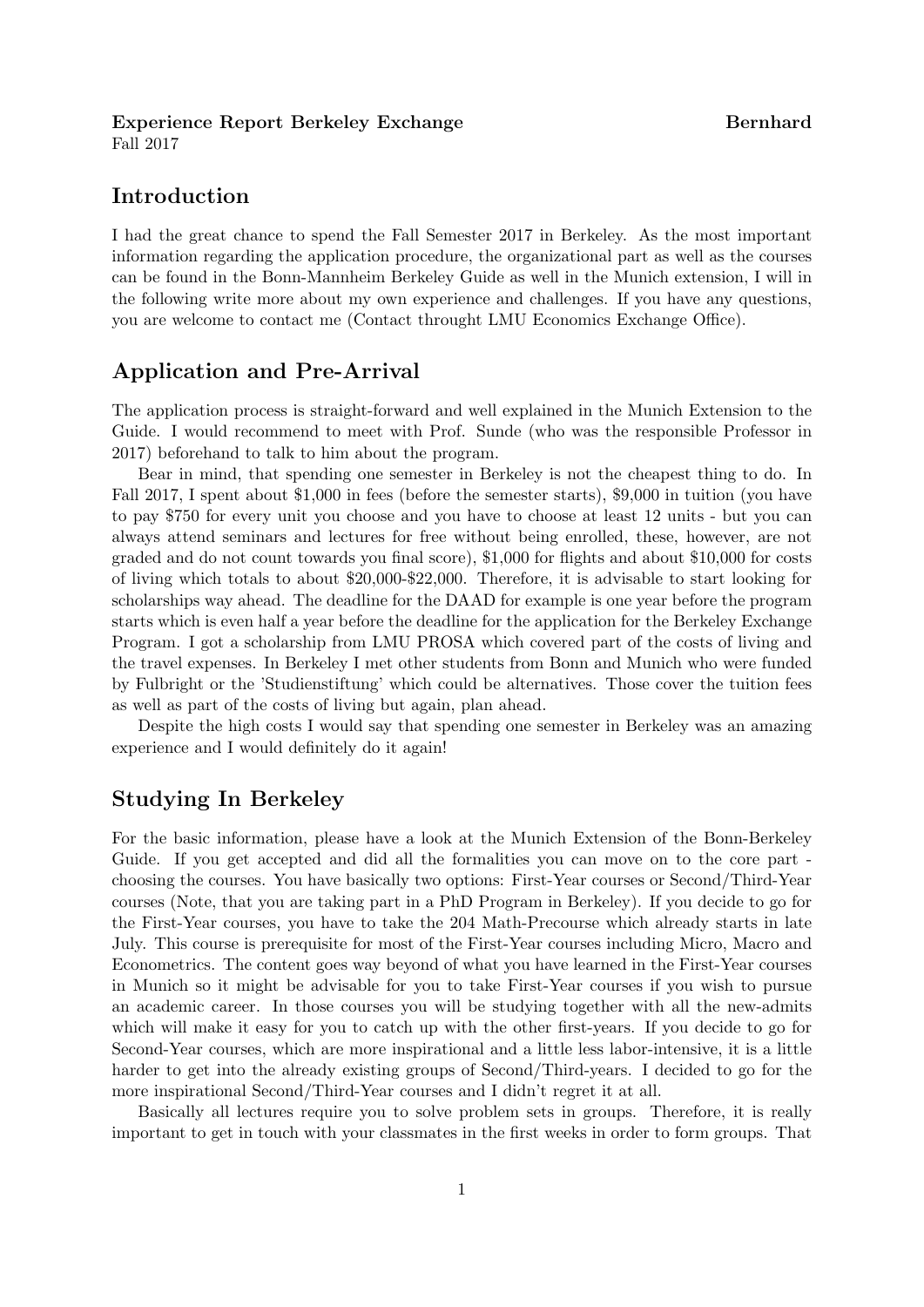**Experience Report Berkeley Exchange** **Bernhard**
Fall 2017

## Introduction

I had the great chance to spend the Fall Semester 2017 in Berkeley. As the most important information regarding the application procedure, the organizational part as well as the courses can be found in the Bonn-Mannheim Berkeley Guide as well in the Munich extension, I will in the following write more about my own experience and challenges. If you have any questions, you are welcome to contact me (Contact throught LMU Economics Exchange Office).

## Application and Pre-Arrival

The application process is straight-forward and well explained in the Munich Extension to the Guide. I would recommend to meet with Prof. Sunde (who was the responsible Professor in 2017) beforehand to talk to him about the program.

Bear in mind, that spending one semester in Berkeley is not the cheapest thing to do. In Fall 2017, I spent about $1,000 in fees (before the semester starts), $9,000 in tuition (you have to pay $750 for every unit you choose and you have to choose at least 12 units - but you can always attend seminars and lectures for free without being enrolled, these, however, are not graded and do not count towards you final score), $1,000 for flights and about $10,000 for costs of living which totals to about $20,000-$22,000. Therefore, it is advisable to start looking for scholarships way ahead. The deadline for the DAAD for example is one year before the program starts which is even half a year before the deadline for the application for the Berkeley Exchange Program. I got a scholarship from LMU PROSA which covered part of the costs of living and the travel expenses. In Berkeley I met other students from Bonn and Munich who were funded by Fulbright or the 'Studienstiftung' which could be alternatives. Those cover the tuition fees as well as part of the costs of living but again, plan ahead.

Despite the high costs I would say that spending one semester in Berkeley was an amazing experience and I would definitely do it again!

## Studying In Berkeley

For the basic information, please have a look at the Munich Extension of the Bonn-Berkeley Guide. If you get accepted and did all the formalities you can move on to the core part - choosing the courses. You have basically two options: First-Year courses or Second/Third-Year courses (Note, that you are taking part in a PhD Program in Berkeley). If you decide to go for the First-Year courses, you have to take the 204 Math-Precourse which already starts in late July. This course is prerequisite for most of the First-Year courses including Micro, Macro and Econometrics. The content goes way beyond of what you have learned in the First-Year courses in Munich so it might be advisable for you to take First-Year courses if you wish to pursue an academic career. In those courses you will be studying together with all the new-admits which will make it easy for you to catch up with the other first-years. If you decide to go for Second-Year courses, which are more inspirational and a little less labor-intensive, it is a little harder to get into the already existing groups of Second/Third-years. I decided to go for the more inspirational Second/Third-Year courses and I didn't regret it at all.

Basically all lectures require you to solve problem sets in groups. Therefore, it is really important to get in touch with your classmates in the first weeks in order to form groups. That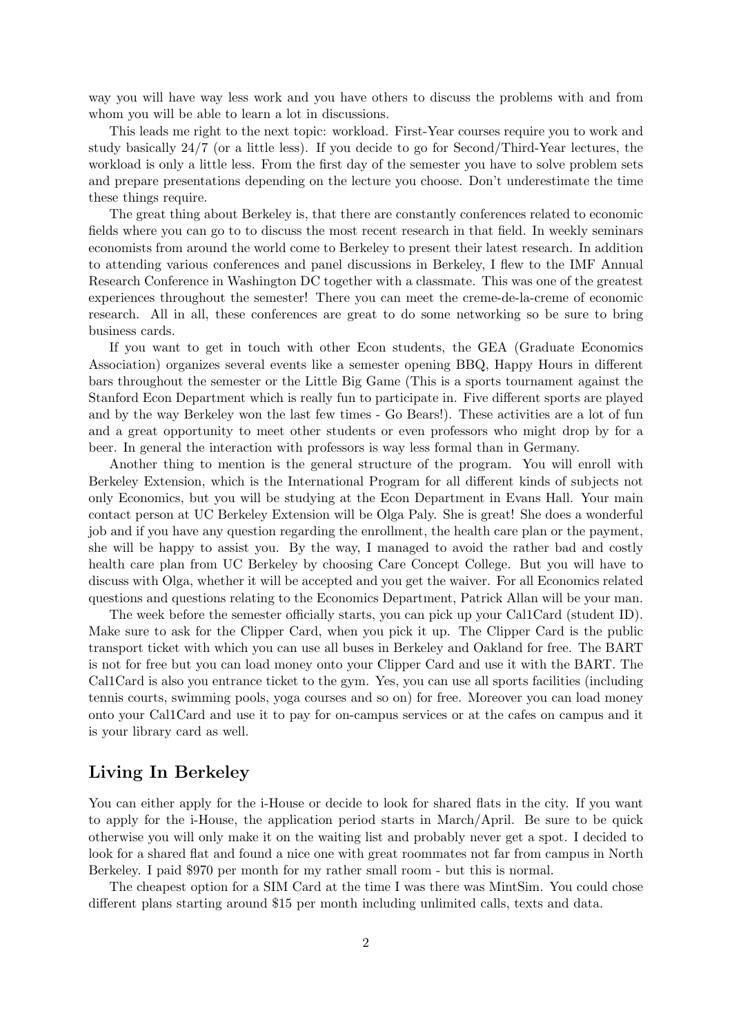way you will have way less work and you have others to discuss the problems with and from whom you will be able to learn a lot in discussions.

This leads me right to the next topic: workload. First-Year courses require you to work and study basically 24/7 (or a little less). If you decide to go for Second/Third-Year lectures, the workload is only a little less. From the first day of the semester you have to solve problem sets and prepare presentations depending on the lecture you choose. Don't underestimate the time these things require.

The great thing about Berkeley is, that there are constantly conferences related to economic fields where you can go to to discuss the most recent research in that field. In weekly seminars economists from around the world come to Berkeley to present their latest research. In addition to attending various conferences and panel discussions in Berkeley, I flew to the IMF Annual Research Conference in Washington DC together with a classmate. This was one of the greatest experiences throughout the semester! There you can meet the creme-de-la-creme of economic research. All in all, these conferences are great to do some networking so be sure to bring business cards.

If you want to get in touch with other Econ students, the GEA (Graduate Economics Association) organizes several events like a semester opening BBQ, Happy Hours in different bars throughout the semester or the Little Big Game (This is a sports tournament against the Stanford Econ Department which is really fun to participate in. Five different sports are played and by the way Berkeley won the last few times - Go Bears!). These activities are a lot of fun and a great opportunity to meet other students or even professors who might drop by for a beer. In general the interaction with professors is way less formal than in Germany.

Another thing to mention is the general structure of the program. You will enroll with Berkeley Extension, which is the International Program for all different kinds of subjects not only Economics, but you will be studying at the Econ Department in Evans Hall. Your main contact person at UC Berkeley Extension will be Olga Paly. She is great! She does a wonderful job and if you have any question regarding the enrollment, the health care plan or the payment, she will be happy to assist you. By the way, I managed to avoid the rather bad and costly health care plan from UC Berkeley by choosing Care Concept College. But you will have to discuss with Olga, whether it will be accepted and you get the waiver. For all Economics related questions and questions relating to the Economics Department, Patrick Allan will be your man.

The week before the semester officially starts, you can pick up your Cal1Card (student ID). Make sure to ask for the Clipper Card, when you pick it up. The Clipper Card is the public transport ticket with which you can use all buses in Berkeley and Oakland for free. The BART is not for free but you can load money onto your Clipper Card and use it with the BART. The Cal1Card is also you entrance ticket to the gym. Yes, you can use all sports facilities (including tennis courts, swimming pools, yoga courses and so on) for free. Moreover you can load money onto your Cal1Card and use it to pay for on-campus services or at the cafes on campus and it is your library card as well.

## Living In Berkeley

You can either apply for the i-House or decide to look for shared flats in the city. If you want to apply for the i-House, the application period starts in March/April. Be sure to be quick otherwise you will only make it on the waiting list and probably never get a spot. I decided to look for a shared flat and found a nice one with great roommates not far from campus in North Berkeley. I paid $970 per month for my rather small room - but this is normal.

The cheapest option for a SIM Card at the time I was there was MintSim. You could chose different plans starting around $15 per month including unlimited calls, texts and data.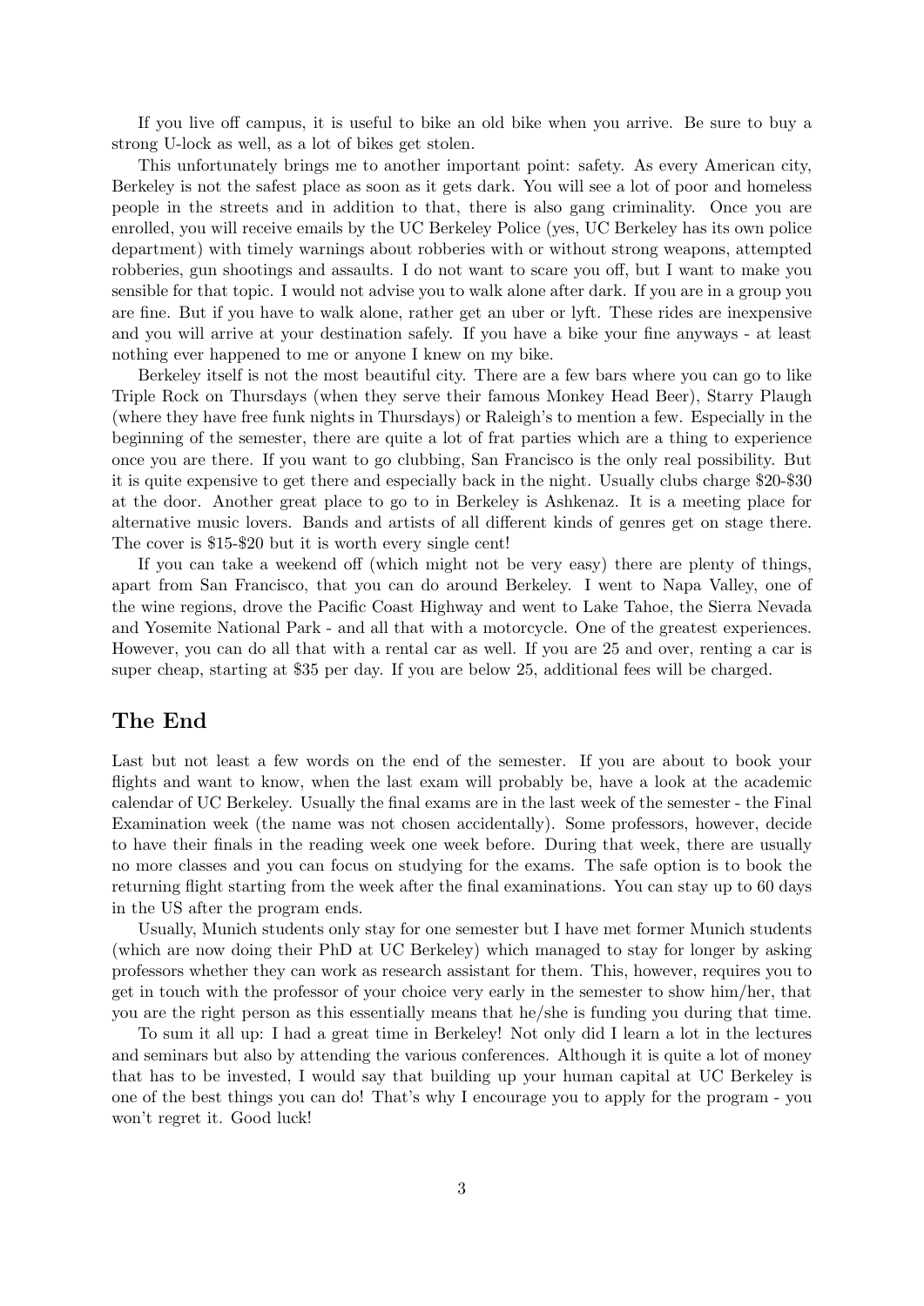If you live off campus, it is useful to bike an old bike when you arrive. Be sure to buy a strong U-lock as well, as a lot of bikes get stolen.

This unfortunately brings me to another important point: safety. As every American city, Berkeley is not the safest place as soon as it gets dark. You will see a lot of poor and homeless people in the streets and in addition to that, there is also gang criminality. Once you are enrolled, you will receive emails by the UC Berkeley Police (yes, UC Berkeley has its own police department) with timely warnings about robberies with or without strong weapons, attempted robberies, gun shootings and assaults. I do not want to scare you off, but I want to make you sensible for that topic. I would not advise you to walk alone after dark. If you are in a group you are fine. But if you have to walk alone, rather get an uber or lyft. These rides are inexpensive and you will arrive at your destination safely. If you have a bike your fine anyways - at least nothing ever happened to me or anyone I knew on my bike.

Berkeley itself is not the most beautiful city. There are a few bars where you can go to like Triple Rock on Thursdays (when they serve their famous Monkey Head Beer), Starry Plaugh (where they have free funk nights in Thursdays) or Raleigh's to mention a few. Especially in the beginning of the semester, there are quite a lot of frat parties which are a thing to experience once you are there. If you want to go clubbing, San Francisco is the only real possibility. But it is quite expensive to get there and especially back in the night. Usually clubs charge \$20-\$30 at the door. Another great place to go to in Berkeley is Ashkenaz. It is a meeting place for alternative music lovers. Bands and artists of all different kinds of genres get on stage there. The cover is \$15-\$20 but it is worth every single cent!

If you can take a weekend off (which might not be very easy) there are plenty of things, apart from San Francisco, that you can do around Berkeley. I went to Napa Valley, one of the wine regions, drove the Pacific Coast Highway and went to Lake Tahoe, the Sierra Nevada and Yosemite National Park - and all that with a motorcycle. One of the greatest experiences. However, you can do all that with a rental car as well. If you are 25 and over, renting a car is super cheap, starting at \$35 per day. If you are below 25, additional fees will be charged.

## The End

Last but not least a few words on the end of the semester. If you are about to book your flights and want to know, when the last exam will probably be, have a look at the academic calendar of UC Berkeley. Usually the final exams are in the last week of the semester - the Final Examination week (the name was not chosen accidentally). Some professors, however, decide to have their finals in the reading week one week before. During that week, there are usually no more classes and you can focus on studying for the exams. The safe option is to book the returning flight starting from the week after the final examinations. You can stay up to 60 days in the US after the program ends.

Usually, Munich students only stay for one semester but I have met former Munich students (which are now doing their PhD at UC Berkeley) which managed to stay for longer by asking professors whether they can work as research assistant for them. This, however, requires you to get in touch with the professor of your choice very early in the semester to show him/her, that you are the right person as this essentially means that he/she is funding you during that time.

To sum it all up: I had a great time in Berkeley! Not only did I learn a lot in the lectures and seminars but also by attending the various conferences. Although it is quite a lot of money that has to be invested, I would say that building up your human capital at UC Berkeley is one of the best things you can do! That's why I encourage you to apply for the program - you won't regret it. Good luck!